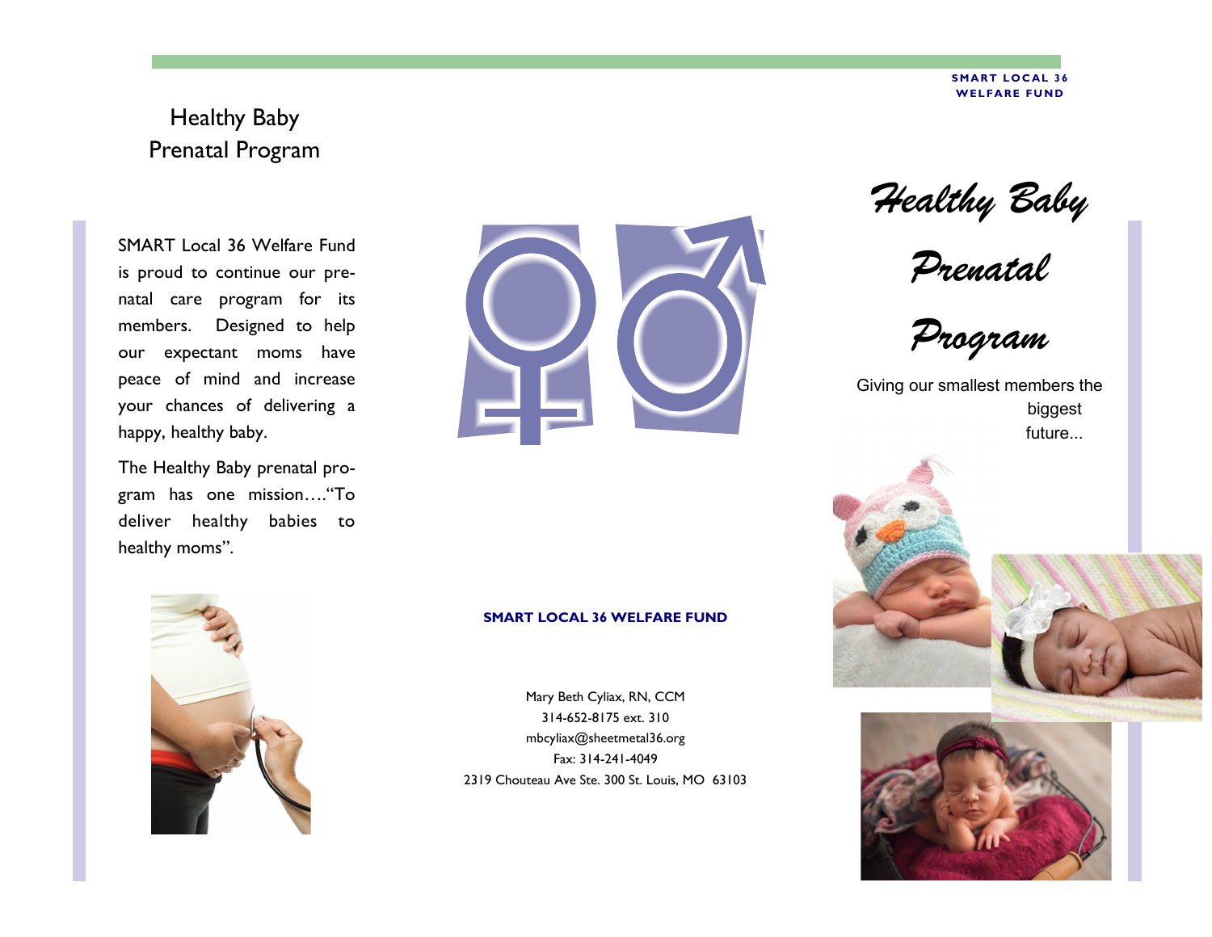SMART LOCAL 36 WELFARE FUND

## Healthy Baby Prenatal Program

SMART Local 36 Welfare Fund is proud to continue our prenatal care program for its members. Designed to help our expectant moms have peace of mind and increase your chances of delivering a happy, healthy baby.

The Healthy Baby prenatal program has one mission…."To deliver healthy babies to healthy moms".

**SMART LOCAL 36 WELFARE FUND**

Mary Beth Cyliax, RN, CCM
314-652-8175 ext. 310
mbcyliax@sheetmetal36.org
Fax: 314-241-4049
2319 Chouteau Ave Ste. 300 St. Louis, MO 63103

# *Healthy Baby Prenatal Program*

Giving our smallest members the biggest future...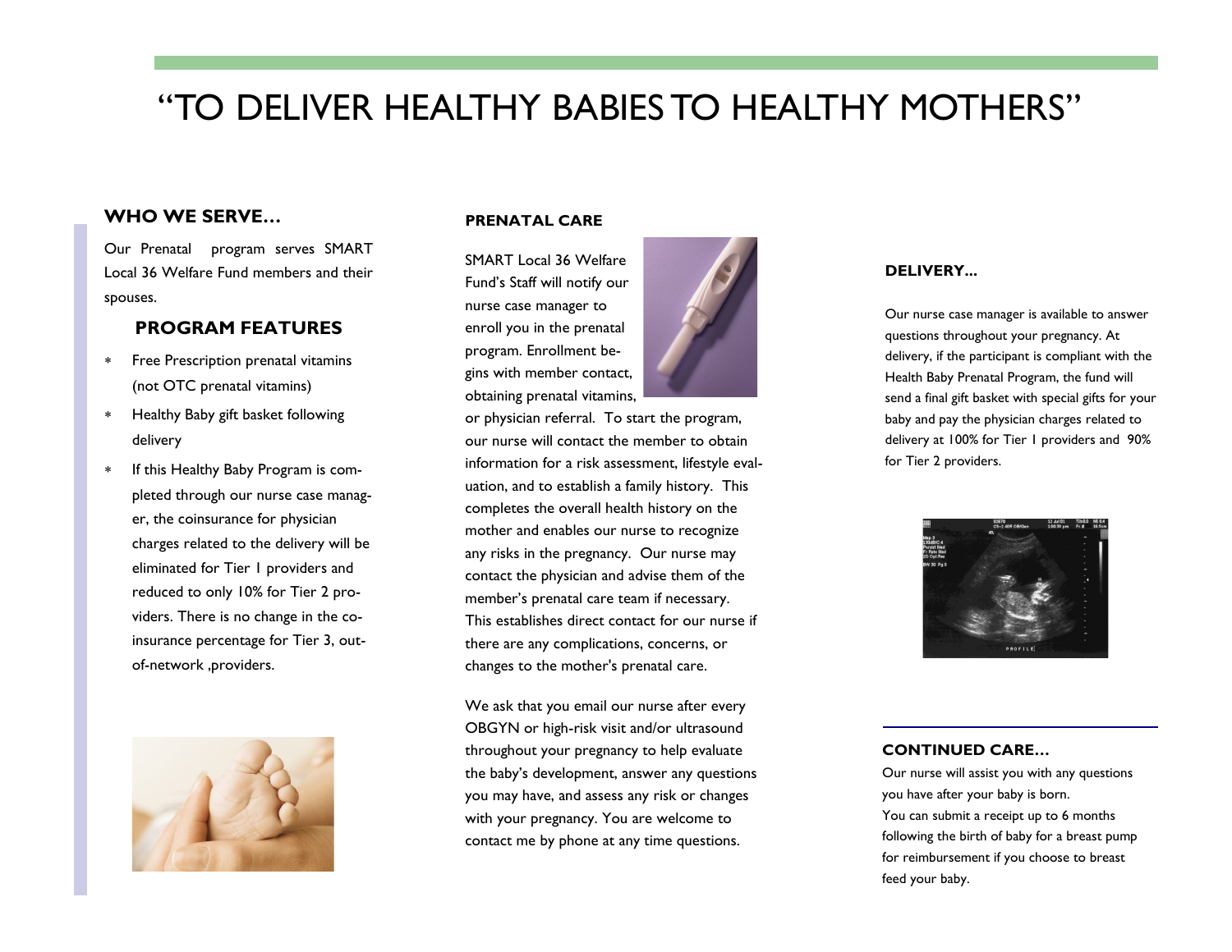# “TO DELIVER HEALTHY BABIES TO HEALTHY MOTHERS”

## WHO WE SERVE…

Our Prenatal program serves SMART Local 36 Welfare Fund members and their spouses.

## PROGRAM FEATURES

- Free Prescription prenatal vitamins (not OTC prenatal vitamins)
- Healthy Baby gift basket following delivery
- If this Healthy Baby Program is completed through our nurse case manager, the coinsurance for physician charges related to the delivery will be eliminated for Tier 1 providers and reduced to only 10% for Tier 2 providers. There is no change in the co-insurance percentage for Tier 3, out-of-network ,providers.

## PRENATAL CARE

SMART Local 36 Welfare Fund’s Staff will notify our nurse case manager to enroll you in the prenatal program. Enrollment begins with member contact, obtaining prenatal vitamins, or physician referral. To start the program, our nurse will contact the member to obtain information for a risk assessment, lifestyle evaluation, and to establish a family history. This completes the overall health history on the mother and enables our nurse to recognize any risks in the pregnancy. Our nurse may contact the physician and advise them of the member’s prenatal care team if necessary. This establishes direct contact for our nurse if there are any complications, concerns, or changes to the mother's prenatal care.

We ask that you email our nurse after every OBGYN or high-risk visit and/or ultrasound throughout your pregnancy to help evaluate the baby’s development, answer any questions you may have, and assess any risk or changes with your pregnancy. You are welcome to contact me by phone at any time questions.

## DELIVERY...

Our nurse case manager is available to answer questions throughout your pregnancy. At delivery, if the participant is compliant with the Health Baby Prenatal Program, the fund will send a final gift basket with special gifts for your baby and pay the physician charges related to delivery at 100% for Tier 1 providers and 90% for Tier 2 providers.

## CONTINUED CARE…

Our nurse will assist you with any questions you have after your baby is born.

You can submit a receipt up to 6 months following the birth of baby for a breast pump for reimbursement if you choose to breast feed your baby.